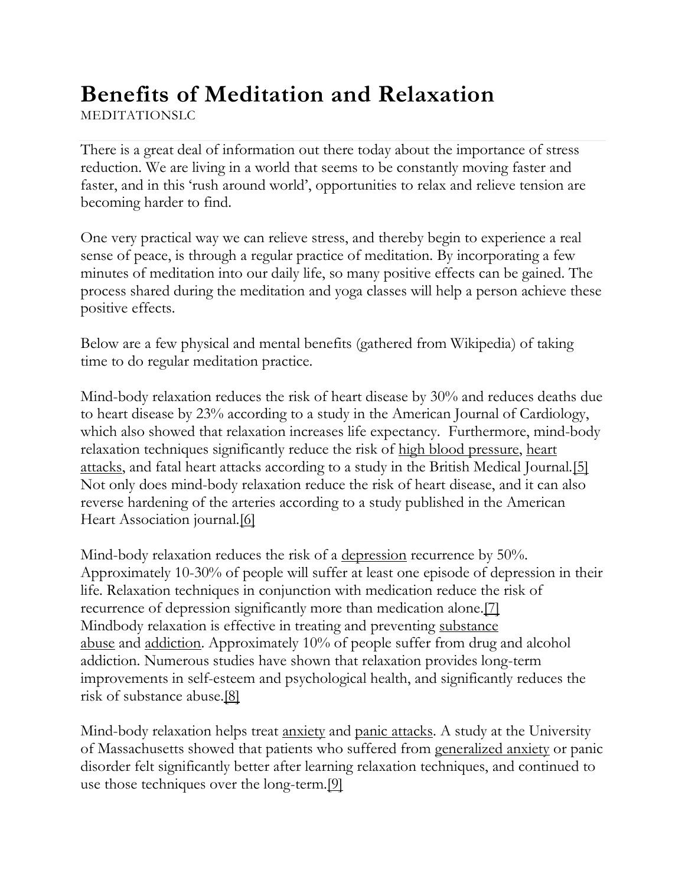# Benefits of Meditation and Relaxation

MEDITATIONSLC

There is a great deal of information out there today about the importance of stress reduction. We are living in a world that seems to be constantly moving faster and faster, and in this 'rush around world', opportunities to relax and relieve tension are becoming harder to find.

One very practical way we can relieve stress, and thereby begin to experience a real sense of peace, is through a regular practice of meditation. By incorporating a few minutes of meditation into our daily life, so many positive effects can be gained. The process shared during the meditation and yoga classes will help a person achieve these positive effects.

Below are a few physical and mental benefits (gathered from Wikipedia) of taking time to do regular meditation practice.

Mind-body relaxation reduces the risk of heart disease by 30% and reduces deaths due to heart disease by 23% according to a study in the American Journal of Cardiology, which also showed that relaxation increases life expectancy. Furthermore, mind-body relaxation techniques significantly reduce the risk of high blood pressure, heart attacks, and fatal heart attacks according to a study in the British Medical Journal.[5] Not only does mind-body relaxation reduce the risk of heart disease, and it can also reverse hardening of the arteries according to a study published in the American Heart Association journal.[6]

Mind-body relaxation reduces the risk of a depression recurrence by 50%. Approximately 10-30% of people will suffer at least one episode of depression in their life. Relaxation techniques in conjunction with medication reduce the risk of recurrence of depression significantly more than medication alone.[7] Mindbody relaxation is effective in treating and preventing substance abuse and addiction. Approximately 10% of people suffer from drug and alcohol addiction. Numerous studies have shown that relaxation provides long-term improvements in self-esteem and psychological health, and significantly reduces the risk of substance abuse.[8]

Mind-body relaxation helps treat anxiety and panic attacks. A study at the University of Massachusetts showed that patients who suffered from generalized anxiety or panic disorder felt significantly better after learning relaxation techniques, and continued to use those techniques over the long-term.[9]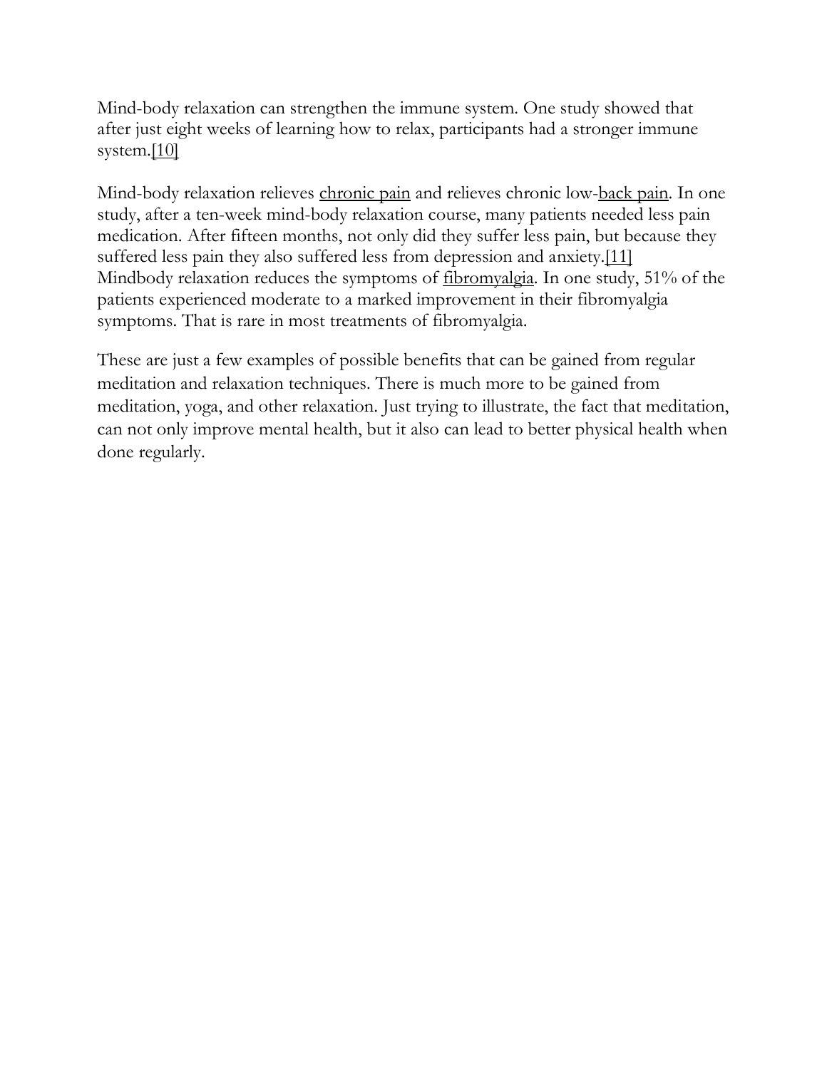Mind-body relaxation can strengthen the immune system. One study showed that after just eight weeks of learning how to relax, participants had a stronger immune system.[10]

Mind-body relaxation relieves chronic pain and relieves chronic low-back pain. In one study, after a ten-week mind-body relaxation course, many patients needed less pain medication. After fifteen months, not only did they suffer less pain, but because they suffered less pain they also suffered less from depression and anxiety.[11] Mindbody relaxation reduces the symptoms of fibromyalgia. In one study, 51% of the patients experienced moderate to a marked improvement in their fibromyalgia symptoms. That is rare in most treatments of fibromyalgia.

These are just a few examples of possible benefits that can be gained from regular meditation and relaxation techniques. There is much more to be gained from meditation, yoga, and other relaxation. Just trying to illustrate, the fact that meditation, can not only improve mental health, but it also can lead to better physical health when done regularly.